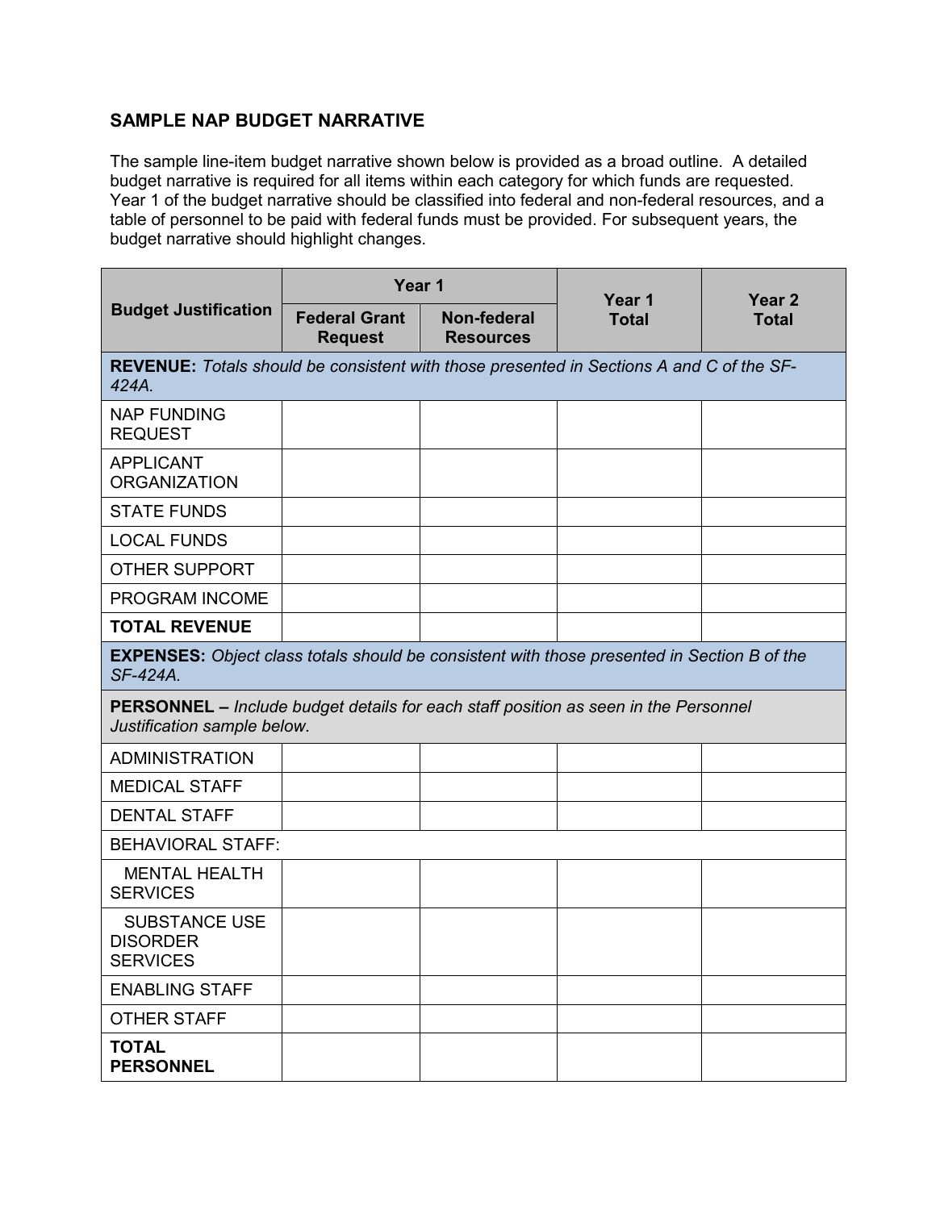## SAMPLE NAP BUDGET NARRATIVE

The sample line-item budget narrative shown below is provided as a broad outline. A detailed budget narrative is required for all items within each category for which funds are requested. Year 1 of the budget narrative should be classified into federal and non-federal resources, and a table of personnel to be paid with federal funds must be provided. For subsequent years, the budget narrative should highlight changes.

| Budget Justification | Year 1 | | Year 1 Total | Year 2 Total |
|---|---|---|---|---|
| | Federal Grant Request | Non-federal Resources | | |
| **REVENUE:** *Totals should be consistent with those presented in Sections A and C of the SF-424A.* | | | | |
| NAP FUNDING REQUEST | | | | |
| APPLICANT ORGANIZATION | | | | |
| STATE FUNDS | | | | |
| LOCAL FUNDS | | | | |
| OTHER SUPPORT | | | | |
| PROGRAM INCOME | | | | |
| **TOTAL REVENUE** | | | | |
| **EXPENSES:** *Object class totals should be consistent with those presented in Section B of the SF-424A.* | | | | |
| **PERSONNEL –** *Include budget details for each staff position as seen in the Personnel Justification sample below.* | | | | |
| ADMINISTRATION | | | | |
| MEDICAL STAFF | | | | |
| DENTAL STAFF | | | | |
| BEHAVIORAL STAFF: | | | | |
| MENTAL HEALTH SERVICES | | | | |
| SUBSTANCE USE DISORDER SERVICES | | | | |
| ENABLING STAFF | | | | |
| OTHER STAFF | | | | |
| **TOTAL PERSONNEL** | | | | |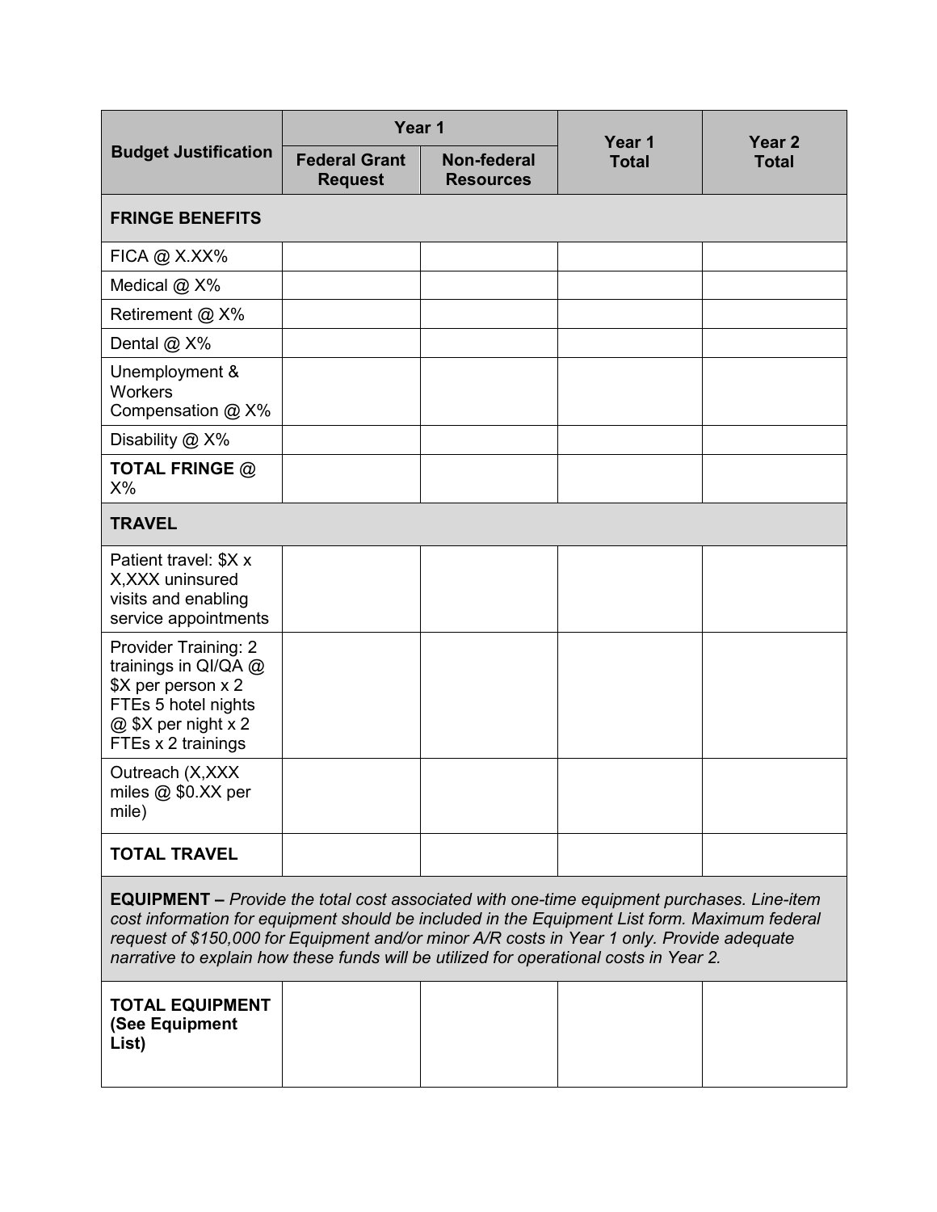| Budget Justification | Year 1 | | Year 1 Total | Year 2 Total |
|---|---|---|---|---|
| | Federal Grant Request | Non-federal Resources | | |
| **FRINGE BENEFITS** | | | | |
| FICA @ X.XX% | | | | |
| Medical @ X% | | | | |
| Retirement @ X% | | | | |
| Dental @ X% | | | | |
| Unemployment & Workers Compensation @ X% | | | | |
| Disability @ X% | | | | |
| **TOTAL FRINGE** @ X% | | | | |
| **TRAVEL** | | | | |
| Patient travel: $X x X,XXX uninsured visits and enabling service appointments | | | | |
| Provider Training: 2 trainings in QI/QA @ $X per person x 2 FTEs 5 hotel nights @ $X per night x 2 FTEs x 2 trainings | | | | |
| Outreach (X,XXX miles @ $0.XX per mile) | | | | |
| **TOTAL TRAVEL** | | | | |
| **EQUIPMENT –** *Provide the total cost associated with one-time equipment purchases. Line-item cost information for equipment should be included in the Equipment List form. Maximum federal request of $150,000 for Equipment and/or minor A/R costs in Year 1 only. Provide adequate narrative to explain how these funds will be utilized for operational costs in Year 2.* | | | | |
| **TOTAL EQUIPMENT (See Equipment List)** | | | | |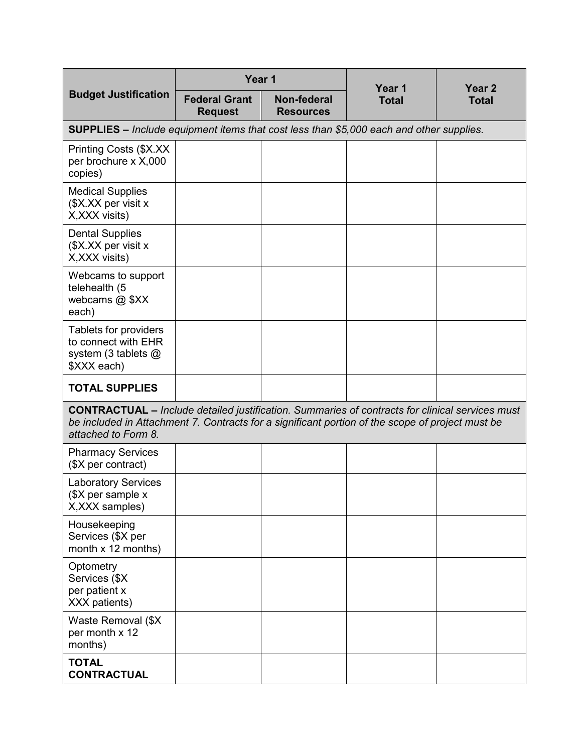| Budget Justification | Year 1 | | Year 1 Total | Year 2 Total |
|---|---|---|---|---|
| | Federal Grant Request | Non-federal Resources | | |
| **SUPPLIES –** *Include equipment items that cost less than $5,000 each and other supplies.* | | | | |
| Printing Costs ($X.XX per brochure x X,000 copies) | | | | |
| Medical Supplies ($X.XX per visit x X,XXX visits) | | | | |
| Dental Supplies ($X.XX per visit x X,XXX visits) | | | | |
| Webcams to support telehealth (5 webcams @ $XX each) | | | | |
| Tablets for providers to connect with EHR system (3 tablets @ $XXX each) | | | | |
| **TOTAL SUPPLIES** | | | | |
| **CONTRACTUAL –** *Include detailed justification. Summaries of contracts for clinical services must be included in Attachment 7. Contracts for a significant portion of the scope of project must be attached to Form 8.* | | | | |
| Pharmacy Services ($X per contract) | | | | |
| Laboratory Services ($X per sample x X,XXX samples) | | | | |
| Housekeeping Services ($X per month x 12 months) | | | | |
| Optometry Services ($X per patient x XXX patients) | | | | |
| Waste Removal ($X per month x 12 months) | | | | |
| **TOTAL CONTRACTUAL** | | | | |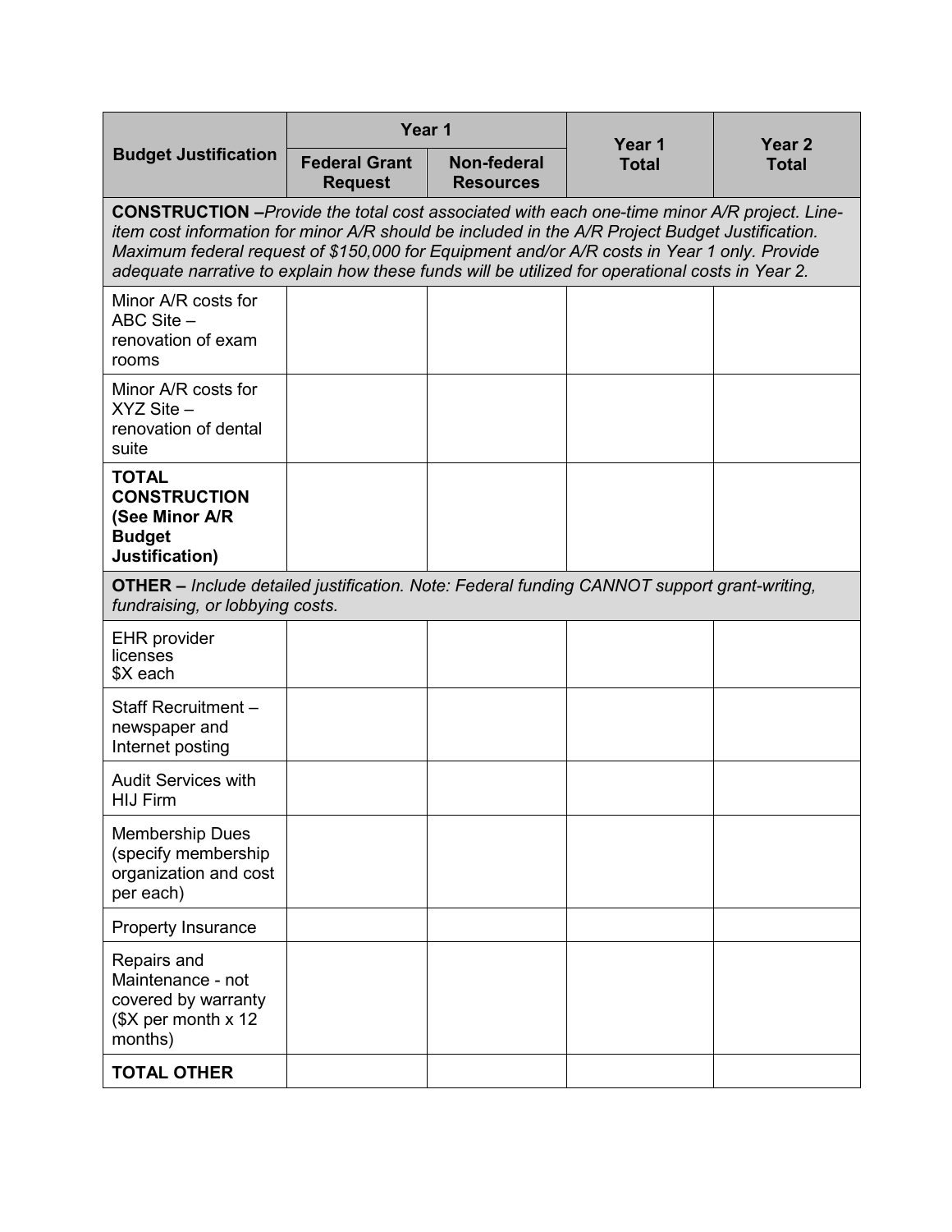| Budget Justification | Year 1 | | Year 1 Total | Year 2 Total |
|---|---|---|---|---|
| | Federal Grant Request | Non-federal Resources | | |
| **CONSTRUCTION –** *Provide the total cost associated with each one-time minor A/R project. Line-item cost information for minor A/R should be included in the A/R Project Budget Justification. Maximum federal request of $150,000 for Equipment and/or A/R costs in Year 1 only. Provide adequate narrative to explain how these funds will be utilized for operational costs in Year 2.* | | | | |
| Minor A/R costs for ABC Site – renovation of exam rooms | | | | |
| Minor A/R costs for XYZ Site – renovation of dental suite | | | | |
| **TOTAL CONSTRUCTION (See Minor A/R Budget Justification)** | | | | |
| **OTHER –** *Include detailed justification. Note: Federal funding CANNOT support grant-writing, fundraising, or lobbying costs.* | | | | |
| EHR provider licenses $X each | | | | |
| Staff Recruitment – newspaper and Internet posting | | | | |
| Audit Services with HIJ Firm | | | | |
| Membership Dues (specify membership organization and cost per each) | | | | |
| Property Insurance | | | | |
| Repairs and Maintenance - not covered by warranty ($X per month x 12 months) | | | | |
| **TOTAL OTHER** | | | | |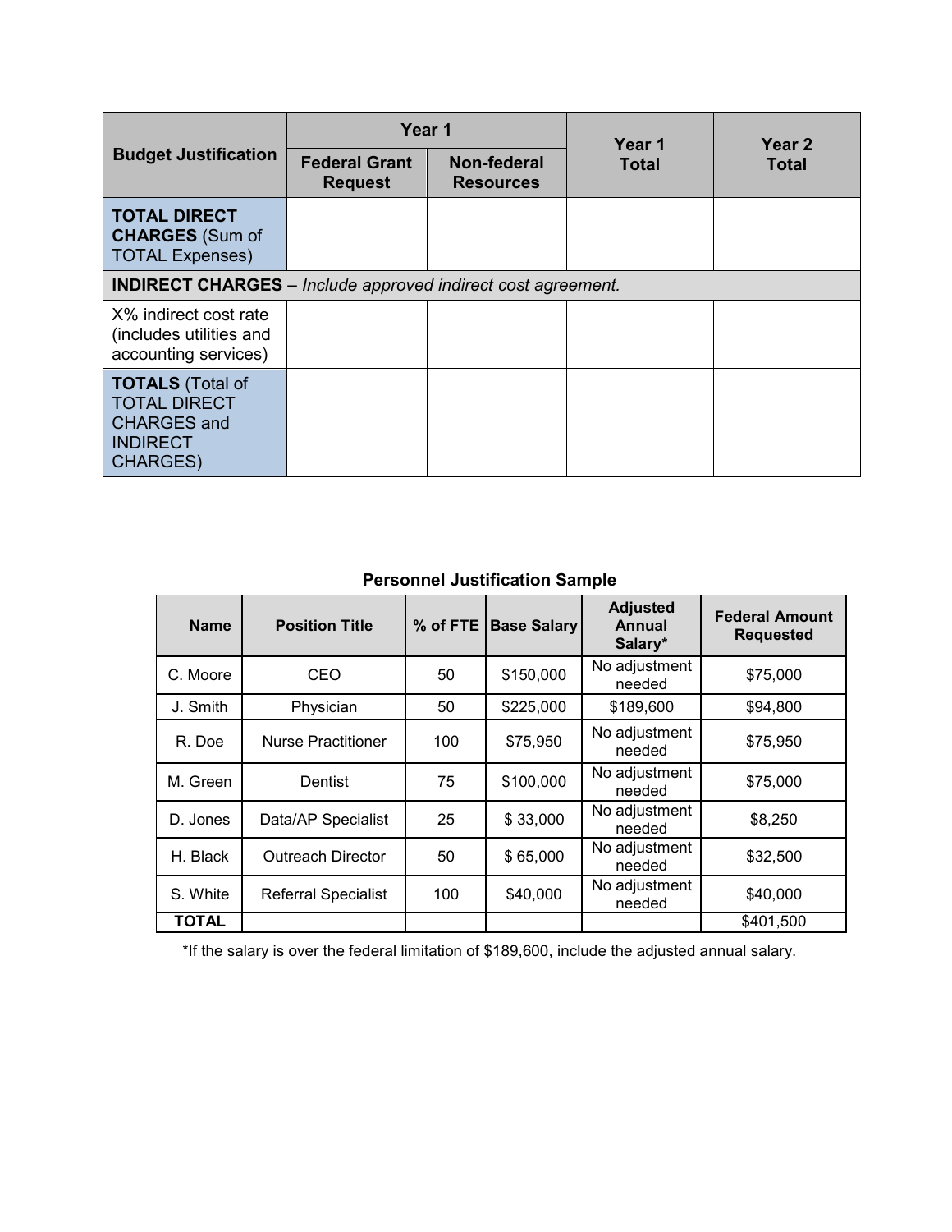| Budget Justification | Year 1 | | Year 1 Total | Year 2 Total |
|---|---|---|---|---|
| | Federal Grant Request | Non-federal Resources | | |
| **TOTAL DIRECT CHARGES** (Sum of TOTAL Expenses) | | | | |
| **INDIRECT CHARGES –** *Include approved indirect cost agreement.* | | | | |
| X% indirect cost rate (includes utilities and accounting services) | | | | |
| **TOTALS** (Total of TOTAL DIRECT CHARGES and INDIRECT CHARGES) | | | | |

**Personnel Justification Sample**

| Name | Position Title | % of FTE | Base Salary | Adjusted Annual Salary* | Federal Amount Requested |
|---|---|---|---|---|---|
| C. Moore | CEO | 50 | $150,000 | No adjustment needed | $75,000 |
| J. Smith | Physician | 50 | $225,000 | $189,600 | $94,800 |
| R. Doe | Nurse Practitioner | 100 | $75,950 | No adjustment needed | $75,950 |
| M. Green | Dentist | 75 | $100,000 | No adjustment needed | $75,000 |
| D. Jones | Data/AP Specialist | 25 | $ 33,000 | No adjustment needed | $8,250 |
| H. Black | Outreach Director | 50 | $ 65,000 | No adjustment needed | $32,500 |
| S. White | Referral Specialist | 100 | $40,000 | No adjustment needed | $40,000 |
| **TOTAL** | | | | | $401,500 |

*If the salary is over the federal limitation of $189,600, include the adjusted annual salary.